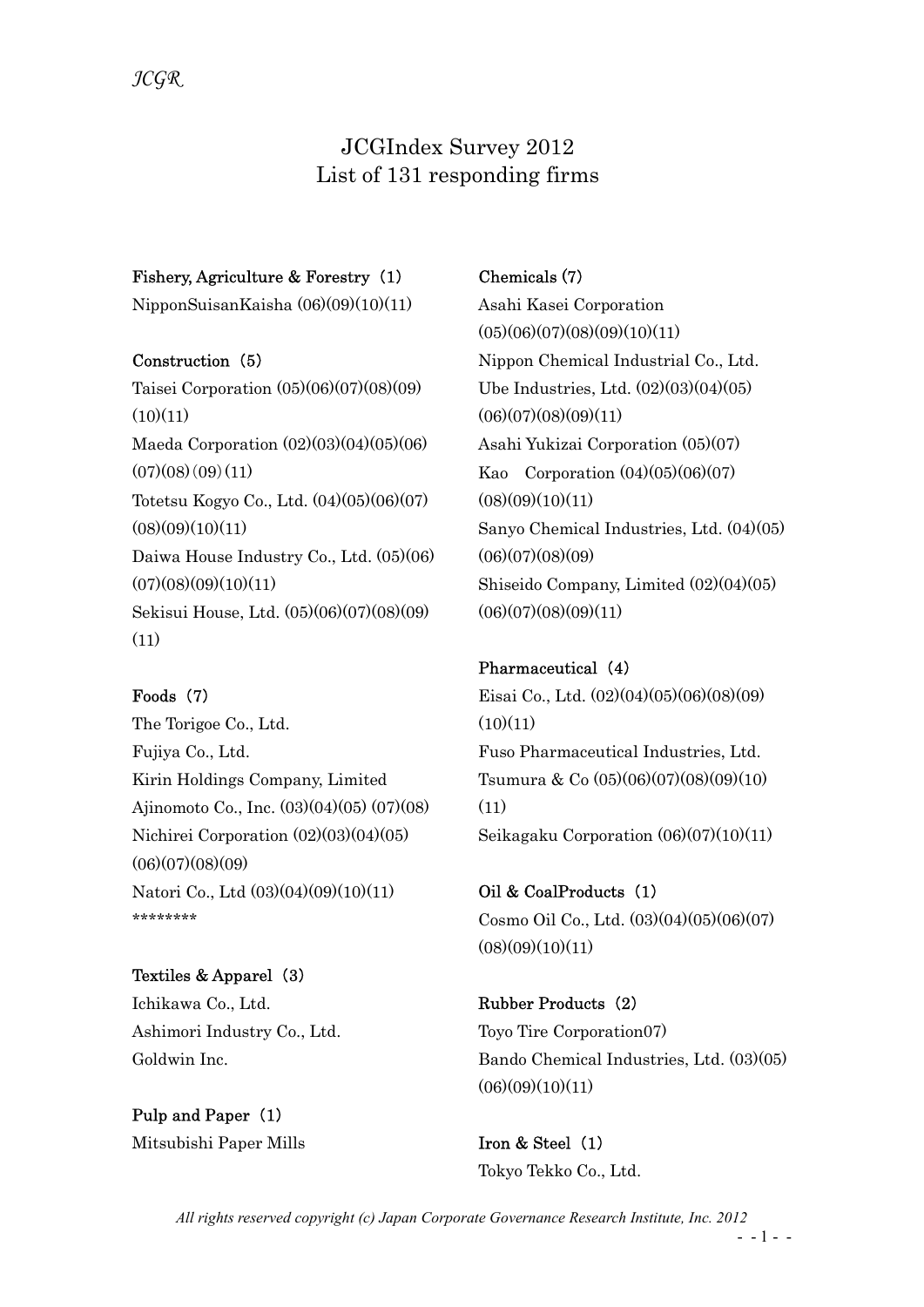# JCGIndex Survey 2012
## List of 131 responding firms

**Fishery, Agriculture & Forestry（1）**

NipponSuisanKaisha (06)(09)(10)(11)

**Construction（5）**

Taisei Corporation (05)(06)(07)(08)(09)(10)(11)

Maeda Corporation (02)(03)(04)(05)(06)(07)(08)(09)(11)

Totetsu Kogyo Co., Ltd. (04)(05)(06)(07)(08)(09)(10)(11)

Daiwa House Industry Co., Ltd. (05)(06)(07)(08)(09)(10)(11)

Sekisui House, Ltd. (05)(06)(07)(08)(09)(11)

**Foods（7）**

The Torigoe Co., Ltd.

Fujiya Co., Ltd.

Kirin Holdings Company, Limited

Ajinomoto Co., Inc. (03)(04)(05) (07)(08)

Nichirei Corporation (02)(03)(04)(05)(06)(07)(08)(09)

Natori Co., Ltd (03)(04)(09)(10)(11)

********

**Textiles & Apparel（3）**

Ichikawa Co., Ltd.

Ashimori Industry Co., Ltd.

Goldwin Inc.

**Pulp and Paper（1）**

Mitsubishi Paper Mills

**Chemicals (7)**

Asahi Kasei Corporation (05)(06)(07)(08)(09)(10)(11)

Nippon Chemical Industrial Co., Ltd.

Ube Industries, Ltd. (02)(03)(04)(05)(06)(07)(08)(09)(11)

Asahi Yukizai Corporation (05)(07)

Kao Corporation (04)(05)(06)(07)(08)(09)(10)(11)

Sanyo Chemical Industries, Ltd. (04)(05)(06)(07)(08)(09)

Shiseido Company, Limited (02)(04)(05)(06)(07)(08)(09)(11)

**Pharmaceutical（4）**

Eisai Co., Ltd. (02)(04)(05)(06)(08)(09)(10)(11)

Fuso Pharmaceutical Industries, Ltd.

Tsumura & Co (05)(06)(07)(08)(09)(10)(11)

Seikagaku Corporation (06)(07)(10)(11)

**Oil & CoalProducts（1）**

Cosmo Oil Co., Ltd. (03)(04)(05)(06)(07)(08)(09)(10)(11)

**Rubber Products（2）**

Toyo Tire Corporation07)

Bando Chemical Industries, Ltd. (03)(05)(06)(09)(10)(11)

**Iron & Steel（1）**

Tokyo Tekko Co., Ltd.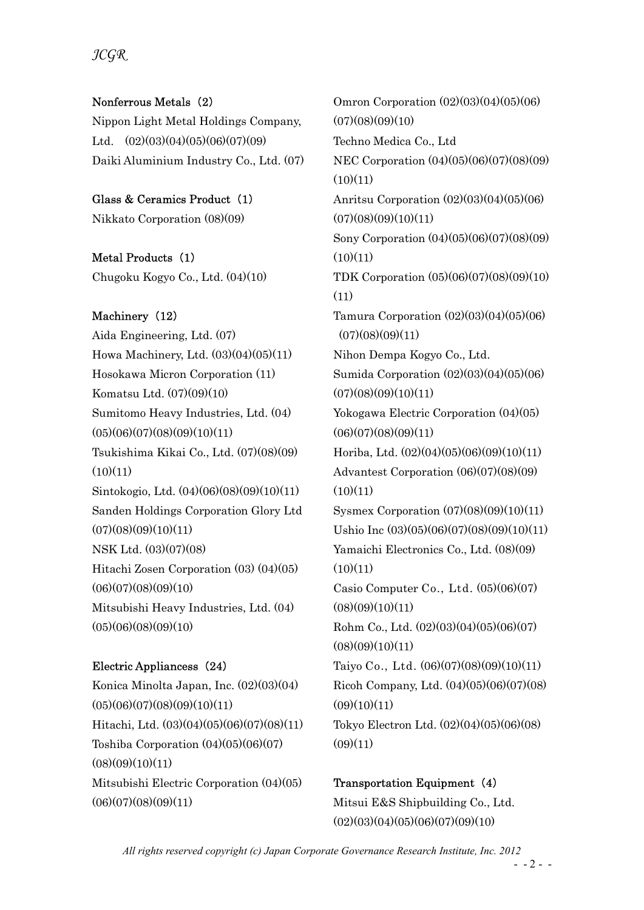### Nonferrous Metals（2）

Nippon Light Metal Holdings Company, Ltd. (02)(03)(04)(05)(06)(07)(09)
Daiki Aluminium Industry Co., Ltd. (07)

### Glass & Ceramics Product（1）

Nikkato Corporation (08)(09)

### Metal Products（1）

Chugoku Kogyo Co., Ltd. (04)(10)

### Machinery（12）

Aida Engineering, Ltd. (07)
Howa Machinery, Ltd. (03)(04)(05)(11)
Hosokawa Micron Corporation (11)
Komatsu Ltd. (07)(09)(10)
Sumitomo Heavy Industries, Ltd. (04)(05)(06)(07)(08)(09)(10)(11)
Tsukishima Kikai Co., Ltd. (07)(08)(09)(10)(11)
Sintokogio, Ltd. (04)(06)(08)(09)(10)(11)
Sanden Holdings Corporation Glory Ltd (07)(08)(09)(10)(11)
NSK Ltd. (03)(07)(08)
Hitachi Zosen Corporation (03) (04)(05)(06)(07)(08)(09)(10)
Mitsubishi Heavy Industries, Ltd. (04)(05)(06)(08)(09)(10)

### Electric Appliancess（24）

Konica Minolta Japan, Inc. (02)(03)(04)(05)(06)(07)(08)(09)(10)(11)
Hitachi, Ltd. (03)(04)(05)(06)(07)(08)(11)
Toshiba Corporation (04)(05)(06)(07)(08)(09)(10)(11)
Mitsubishi Electric Corporation (04)(05)(06)(07)(08)(09)(11)
Omron Corporation (02)(03)(04)(05)(06)(07)(08)(09)(10)
Techno Medica Co., Ltd
NEC Corporation (04)(05)(06)(07)(08)(09)(10)(11)
Anritsu Corporation (02)(03)(04)(05)(06)(07)(08)(09)(10)(11)
Sony Corporation (04)(05)(06)(07)(08)(09)(10)(11)
TDK Corporation (05)(06)(07)(08)(09)(10)(11)
Tamura Corporation (02)(03)(04)(05)(06)(07)(08)(09)(11)
Nihon Dempa Kogyo Co., Ltd.
Sumida Corporation (02)(03)(04)(05)(06)(07)(08)(09)(10)(11)
Yokogawa Electric Corporation (04)(05)(06)(07)(08)(09)(11)
Horiba, Ltd. (02)(04)(05)(06)(09)(10)(11)
Advantest Corporation (06)(07)(08)(09)(10)(11)
Sysmex Corporation (07)(08)(09)(10)(11)
Ushio Inc (03)(05)(06)(07)(08)(09)(10)(11)
Yamaichi Electronics Co., Ltd. (08)(09)(10)(11)
Casio Computer Co., Ltd. (05)(06)(07)(08)(09)(10)(11)
Rohm Co., Ltd. (02)(03)(04)(05)(06)(07)(08)(09)(10)(11)
Taiyo Co., Ltd. (06)(07)(08)(09)(10)(11)
Ricoh Company, Ltd. (04)(05)(06)(07)(08)(09)(10)(11)
Tokyo Electron Ltd. (02)(04)(05)(06)(08)(09)(11)

### Transportation Equipment（4）

Mitsui E&S Shipbuilding Co., Ltd. (02)(03)(04)(05)(06)(07)(09)(10)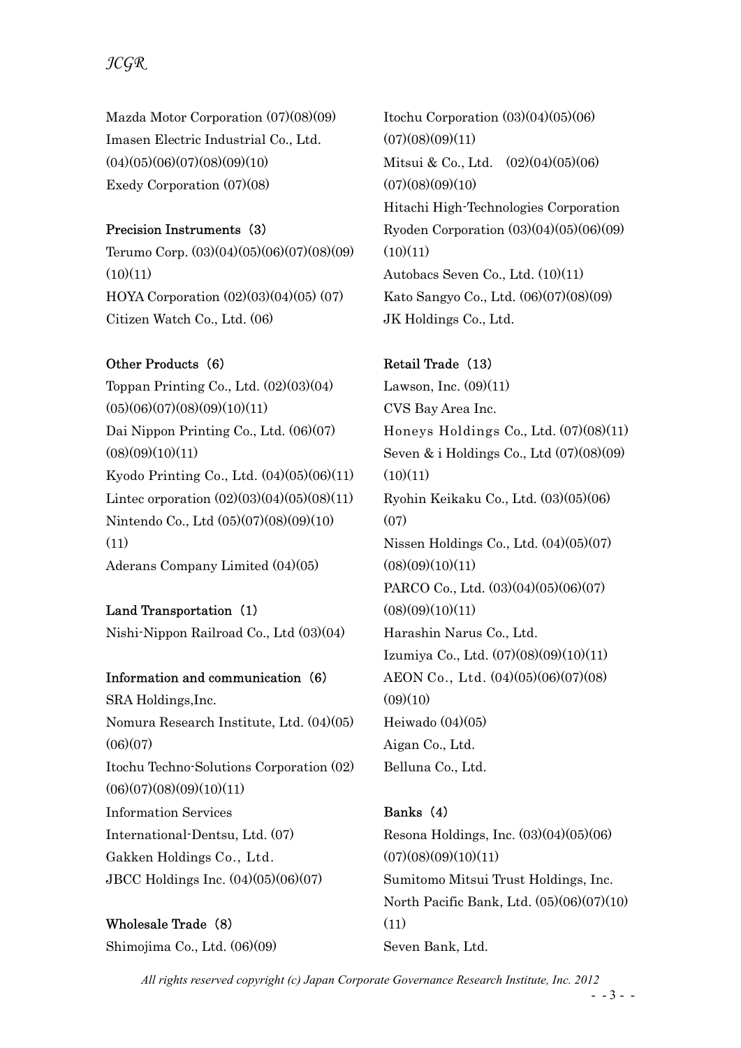Mazda Motor Corporation (07)(08)(09)
Imasen Electric Industrial Co., Ltd. (04)(05)(06)(07)(08)(09)(10)
Exedy Corporation (07)(08)

**Precision Instruments（3）**

Terumo Corp. (03)(04)(05)(06)(07)(08)(09)(10)(11)
HOYA Corporation (02)(03)(04)(05) (07)
Citizen Watch Co., Ltd. (06)

**Other Products（6）**

Toppan Printing Co., Ltd. (02)(03)(04)(05)(06)(07)(08)(09)(10)(11)
Dai Nippon Printing Co., Ltd. (06)(07)(08)(09)(10)(11)
Kyodo Printing Co., Ltd. (04)(05)(06)(11)
Lintec orporation (02)(03)(04)(05)(08)(11)
Nintendo Co., Ltd (05)(07)(08)(09)(10)(11)
Aderans Company Limited (04)(05)

**Land Transportation（1）**

Nishi-Nippon Railroad Co., Ltd (03)(04)

**Information and communication（6）**

SRA Holdings,Inc.
Nomura Research Institute, Ltd. (04)(05)(06)(07)
Itochu Techno-Solutions Corporation (02)(06)(07)(08)(09)(10)(11)
Information Services International-Dentsu, Ltd. (07)
Gakken Holdings Co., Ltd.
JBCC Holdings Inc. (04)(05)(06)(07)

**Wholesale Trade（8）**

Shimojima Co., Ltd. (06)(09)
Itochu Corporation (03)(04)(05)(06)(07)(08)(09)(11)
Mitsui & Co., Ltd.　(02)(04)(05)(06)(07)(08)(09)(10)
Hitachi High-Technologies Corporation
Ryoden Corporation (03)(04)(05)(06)(09)(10)(11)
Autobacs Seven Co., Ltd. (10)(11)
Kato Sangyo Co., Ltd. (06)(07)(08)(09)
JK Holdings Co., Ltd.

**Retail Trade（13）**

Lawson, Inc. (09)(11)
CVS Bay Area Inc.
Honeys Holdings Co., Ltd. (07)(08)(11)
Seven & i Holdings Co., Ltd (07)(08)(09)(10)(11)
Ryohin Keikaku Co., Ltd. (03)(05)(06)(07)
Nissen Holdings Co., Ltd. (04)(05)(07)(08)(09)(10)(11)
PARCO Co., Ltd. (03)(04)(05)(06)(07)(08)(09)(10)(11)
Harashin Narus Co., Ltd.
Izumiya Co., Ltd. (07)(08)(09)(10)(11)
AEON Co., Ltd. (04)(05)(06)(07)(08)(09)(10)
Heiwado (04)(05)
Aigan Co., Ltd.
Belluna Co., Ltd.

**Banks（4）**

Resona Holdings, Inc. (03)(04)(05)(06)(07)(08)(09)(10)(11)
Sumitomo Mitsui Trust Holdings, Inc.
North Pacific Bank, Ltd. (05)(06)(07)(10)(11)
Seven Bank, Ltd.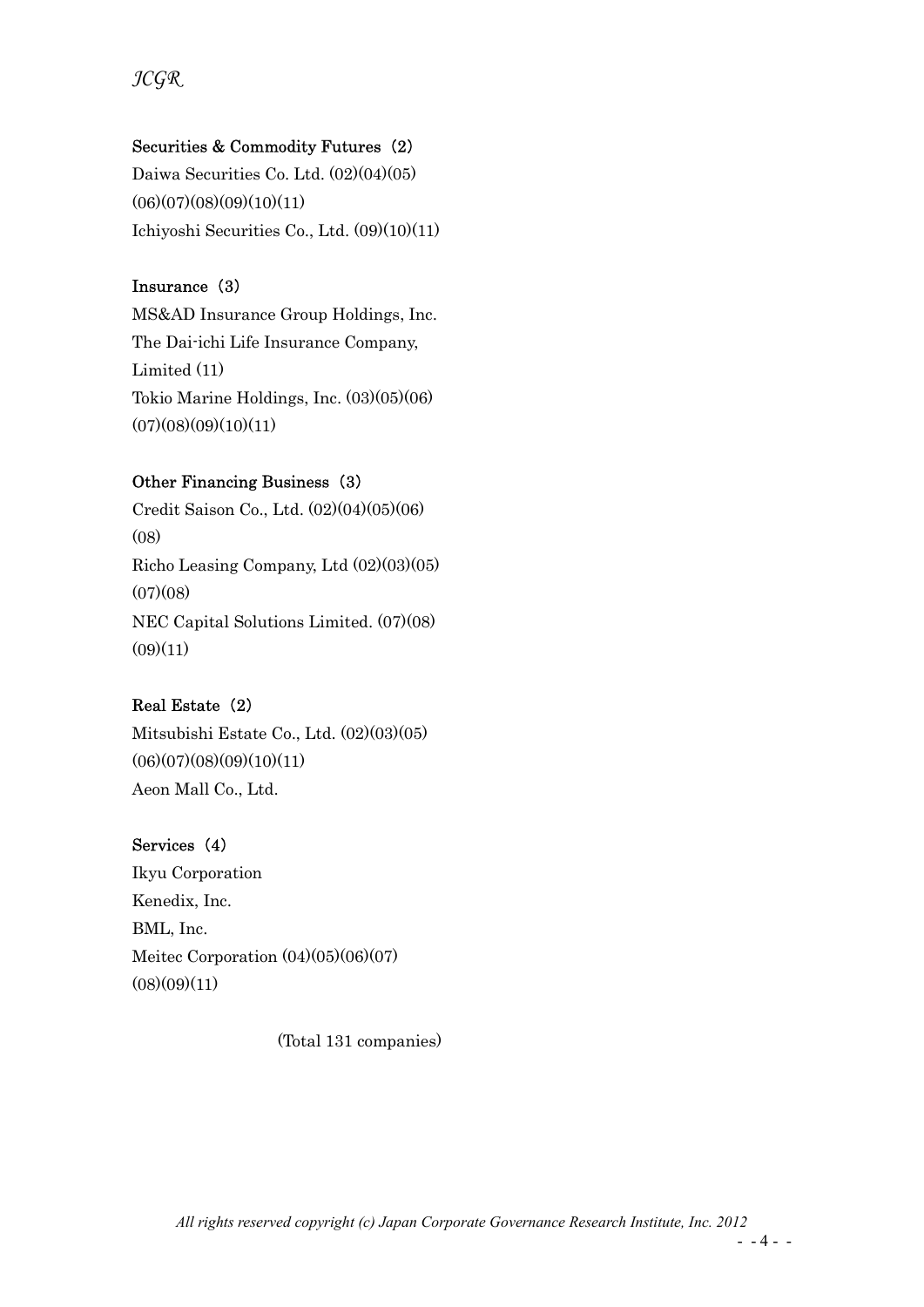**Securities & Commodity Futures（2）**

Daiwa Securities Co. Ltd. (02)(04)(05)(06)(07)(08)(09)(10)(11)

Ichiyoshi Securities Co., Ltd. (09)(10)(11)

**Insurance（3）**

MS&AD Insurance Group Holdings, Inc.

The Dai-ichi Life Insurance Company, Limited (11)

Tokio Marine Holdings, Inc. (03)(05)(06)(07)(08)(09)(10)(11)

**Other Financing Business（3）**

Credit Saison Co., Ltd. (02)(04)(05)(06)(08)

Richo Leasing Company, Ltd (02)(03)(05)(07)(08)

NEC Capital Solutions Limited. (07)(08)(09)(11)

**Real Estate（2）**

Mitsubishi Estate Co., Ltd. (02)(03)(05)(06)(07)(08)(09)(10)(11)

Aeon Mall Co., Ltd.

**Services（4）**

Ikyu Corporation

Kenedix, Inc.

BML, Inc.

Meitec Corporation (04)(05)(06)(07)(08)(09)(11)

(Total 131 companies)

*All rights reserved copyright (c) Japan Corporate Governance Research Institute, Inc. 2012*